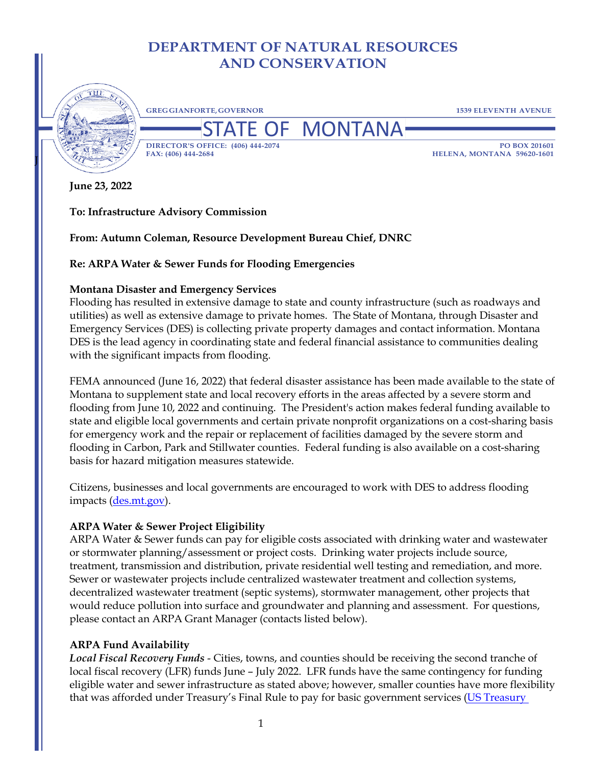# DEPARTMENT OF NATURAL RESOURCES AND CONSERVATION

GREG GIANFORTE, GOVERNOR | 1539 ELEVENTH AVENUE

STATE OF MONTANA

DIRECTOR'S OFFICE: (406) 444-2074
FAX: (406) 444-2684

PO BOX 201601
HELENA, MONTANA 59620-1601

**June 23, 2022**

**To: Infrastructure Advisory Commission**

**From: Autumn Coleman, Resource Development Bureau Chief, DNRC**

**Re: ARPA Water & Sewer Funds for Flooding Emergencies**

**Montana Disaster and Emergency Services**

Flooding has resulted in extensive damage to state and county infrastructure (such as roadways and utilities) as well as extensive damage to private homes. The State of Montana, through Disaster and Emergency Services (DES) is collecting private property damages and contact information. Montana DES is the lead agency in coordinating state and federal financial assistance to communities dealing with the significant impacts from flooding.

FEMA announced (June 16, 2022) that federal disaster assistance has been made available to the state of Montana to supplement state and local recovery efforts in the areas affected by a severe storm and flooding from June 10, 2022 and continuing. The President's action makes federal funding available to state and eligible local governments and certain private nonprofit organizations on a cost-sharing basis for emergency work and the repair or replacement of facilities damaged by the severe storm and flooding in Carbon, Park and Stillwater counties. Federal funding is also available on a cost-sharing basis for hazard mitigation measures statewide.

Citizens, businesses and local governments are encouraged to work with DES to address flooding impacts (des.mt.gov).

**ARPA Water & Sewer Project Eligibility**

ARPA Water & Sewer funds can pay for eligible costs associated with drinking water and wastewater or stormwater planning/assessment or project costs. Drinking water projects include source, treatment, transmission and distribution, private residential well testing and remediation, and more. Sewer or wastewater projects include centralized wastewater treatment and collection systems, decentralized wastewater treatment (septic systems), stormwater management, other projects that would reduce pollution into surface and groundwater and planning and assessment. For questions, please contact an ARPA Grant Manager (contacts listed below).

**ARPA Fund Availability**

*Local Fiscal Recovery Funds* - Cities, towns, and counties should be receiving the second tranche of local fiscal recovery (LFR) funds June – July 2022. LFR funds have the same contingency for funding eligible water and sewer infrastructure as stated above; however, smaller counties have more flexibility that was afforded under Treasury's Final Rule to pay for basic government services (US Treasury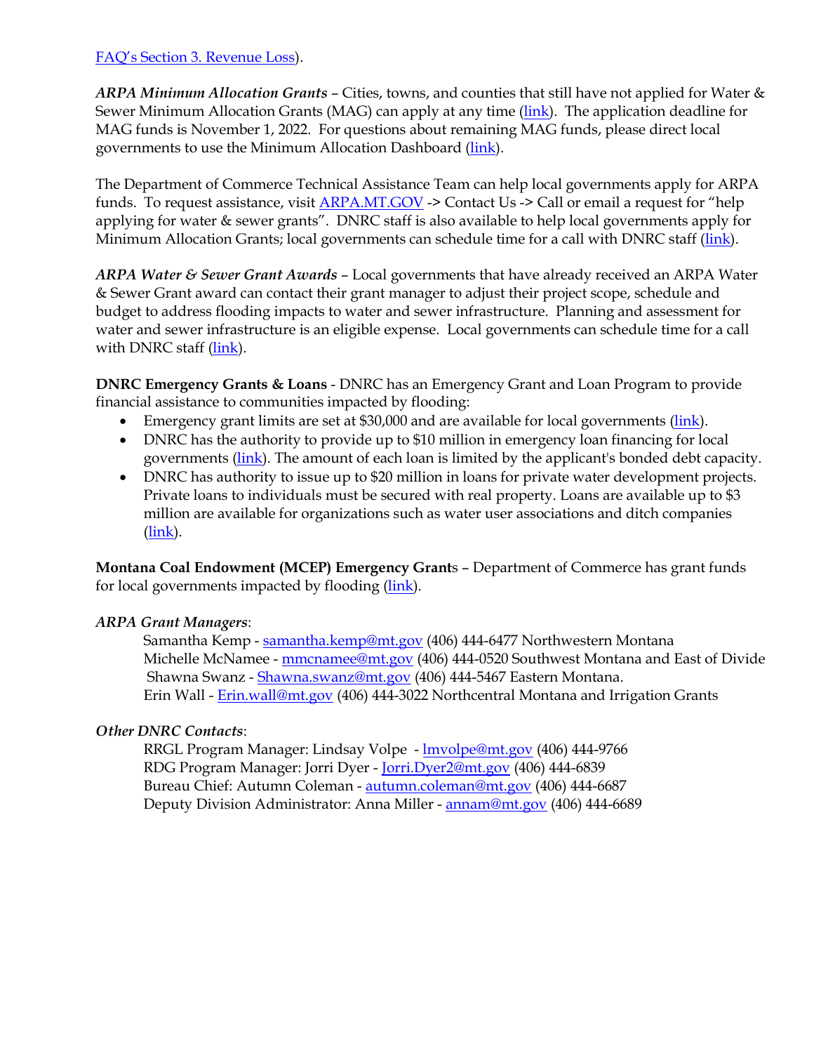FAQ's Section 3. Revenue Loss).

***ARPA Minimum Allocation Grants*** – Cities, towns, and counties that still have not applied for Water & Sewer Minimum Allocation Grants (MAG) can apply at any time (link). The application deadline for MAG funds is November 1, 2022. For questions about remaining MAG funds, please direct local governments to use the Minimum Allocation Dashboard (link).

The Department of Commerce Technical Assistance Team can help local governments apply for ARPA funds. To request assistance, visit ARPA.MT.GOV -> Contact Us -> Call or email a request for "help applying for water & sewer grants". DNRC staff is also available to help local governments apply for Minimum Allocation Grants; local governments can schedule time for a call with DNRC staff (link).

***ARPA Water & Sewer Grant Awards*** – Local governments that have already received an ARPA Water & Sewer Grant award can contact their grant manager to adjust their project scope, schedule and budget to address flooding impacts to water and sewer infrastructure. Planning and assessment for water and sewer infrastructure is an eligible expense. Local governments can schedule time for a call with DNRC staff (link).

**DNRC Emergency Grants & Loans** - DNRC has an Emergency Grant and Loan Program to provide financial assistance to communities impacted by flooding:

- Emergency grant limits are set at $30,000 and are available for local governments (link).
- DNRC has the authority to provide up to $10 million in emergency loan financing for local governments (link). The amount of each loan is limited by the applicant's bonded debt capacity.
- DNRC has authority to issue up to $20 million in loans for private water development projects. Private loans to individuals must be secured with real property. Loans are available up to $3 million are available for organizations such as water user associations and ditch companies (link).

**Montana Coal Endowment (MCEP) Emergency Grant**s – Department of Commerce has grant funds for local governments impacted by flooding (link).

*ARPA Grant Managers*:

Samantha Kemp - samantha.kemp@mt.gov (406) 444-6477 Northwestern Montana
Michelle McNamee - mmcnamee@mt.gov (406) 444-0520 Southwest Montana and East of Divide
Shawna Swanz - Shawna.swanz@mt.gov (406) 444-5467 Eastern Montana.
Erin Wall - Erin.wall@mt.gov (406) 444-3022 Northcentral Montana and Irrigation Grants

*Other DNRC Contacts*:

RRGL Program Manager: Lindsay Volpe - lmvolpe@mt.gov (406) 444-9766
RDG Program Manager: Jorri Dyer - Jorri.Dyer2@mt.gov (406) 444-6839
Bureau Chief: Autumn Coleman - autumn.coleman@mt.gov (406) 444-6687
Deputy Division Administrator: Anna Miller - annam@mt.gov (406) 444-6689